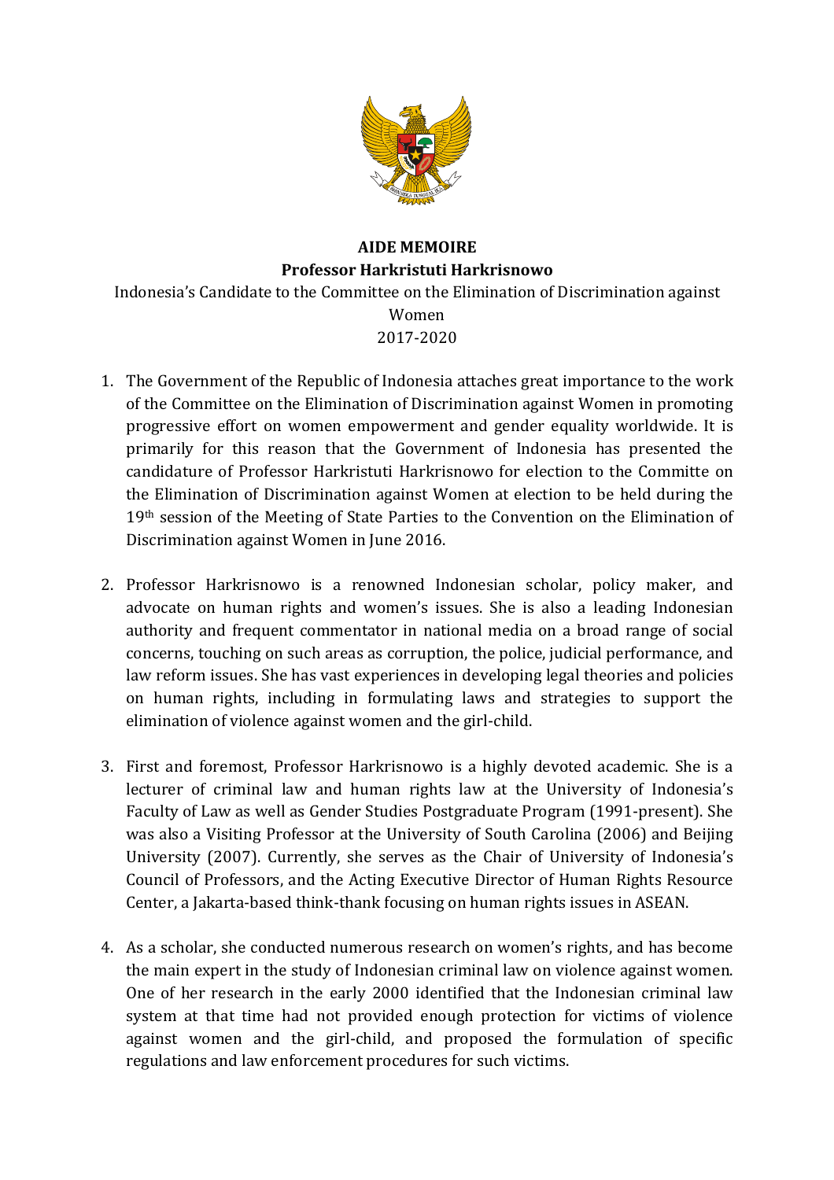**AIDE MEMOIRE**

**Professor Harkristuti Harkrisnowo**

Indonesia's Candidate to the Committee on the Elimination of Discrimination against Women

2017-2020

1. The Government of the Republic of Indonesia attaches great importance to the work of the Committee on the Elimination of Discrimination against Women in promoting progressive effort on women empowerment and gender equality worldwide. It is primarily for this reason that the Government of Indonesia has presented the candidature of Professor Harkristuti Harkrisnowo for election to the Committe on the Elimination of Discrimination against Women at election to be held during the 19th session of the Meeting of State Parties to the Convention on the Elimination of Discrimination against Women in June 2016.

2. Professor Harkrisnowo is a renowned Indonesian scholar, policy maker, and advocate on human rights and women's issues. She is also a leading Indonesian authority and frequent commentator in national media on a broad range of social concerns, touching on such areas as corruption, the police, judicial performance, and law reform issues. She has vast experiences in developing legal theories and policies on human rights, including in formulating laws and strategies to support the elimination of violence against women and the girl-child.

3. First and foremost, Professor Harkrisnowo is a highly devoted academic. She is a lecturer of criminal law and human rights law at the University of Indonesia's Faculty of Law as well as Gender Studies Postgraduate Program (1991-present). She was also a Visiting Professor at the University of South Carolina (2006) and Beijing University (2007). Currently, she serves as the Chair of University of Indonesia's Council of Professors, and the Acting Executive Director of Human Rights Resource Center, a Jakarta-based think-thank focusing on human rights issues in ASEAN.

4. As a scholar, she conducted numerous research on women's rights, and has become the main expert in the study of Indonesian criminal law on violence against women. One of her research in the early 2000 identified that the Indonesian criminal law system at that time had not provided enough protection for victims of violence against women and the girl-child, and proposed the formulation of specific regulations and law enforcement procedures for such victims.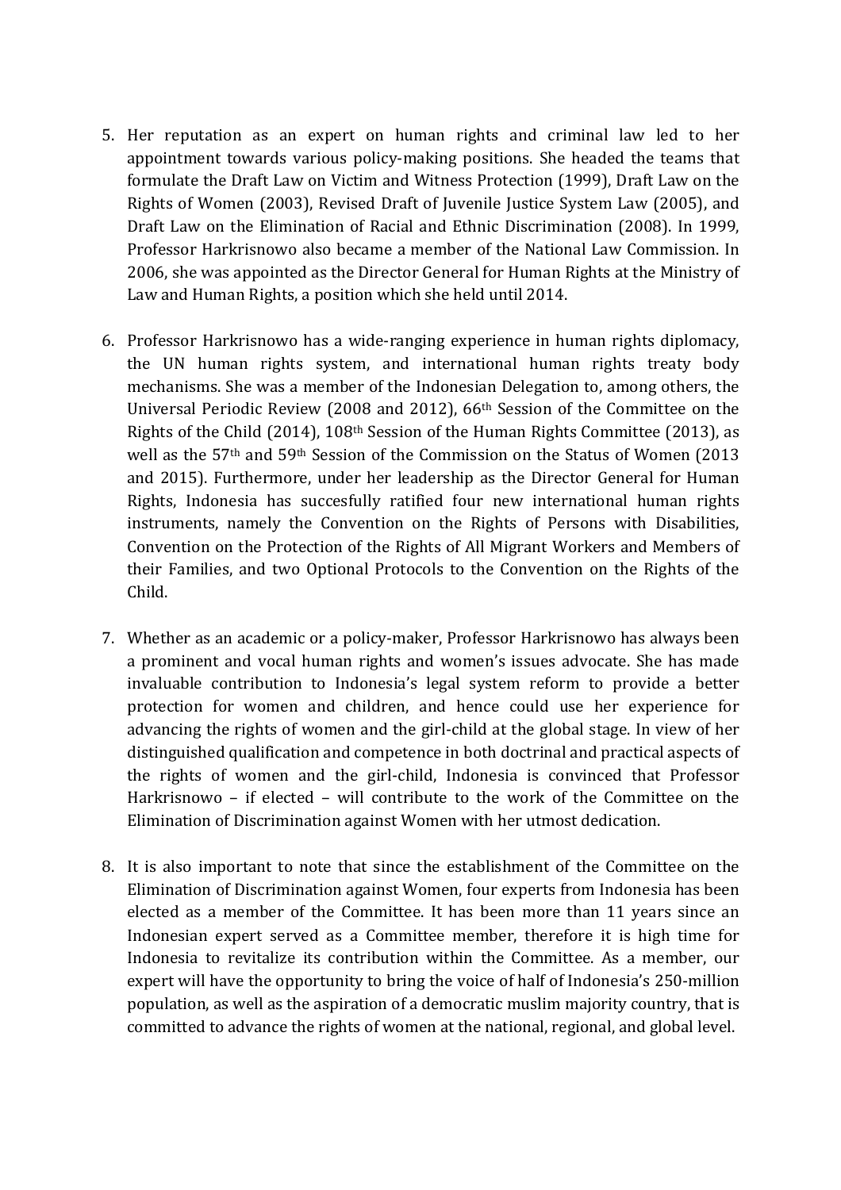5. Her reputation as an expert on human rights and criminal law led to her appointment towards various policy-making positions. She headed the teams that formulate the Draft Law on Victim and Witness Protection (1999), Draft Law on the Rights of Women (2003), Revised Draft of Juvenile Justice System Law (2005), and Draft Law on the Elimination of Racial and Ethnic Discrimination (2008). In 1999, Professor Harkrisnowo also became a member of the National Law Commission. In 2006, she was appointed as the Director General for Human Rights at the Ministry of Law and Human Rights, a position which she held until 2014.

6. Professor Harkrisnowo has a wide-ranging experience in human rights diplomacy, the UN human rights system, and international human rights treaty body mechanisms. She was a member of the Indonesian Delegation to, among others, the Universal Periodic Review (2008 and 2012), 66th Session of the Committee on the Rights of the Child (2014), 108th Session of the Human Rights Committee (2013), as well as the 57th and 59th Session of the Commission on the Status of Women (2013 and 2015). Furthermore, under her leadership as the Director General for Human Rights, Indonesia has succesfully ratified four new international human rights instruments, namely the Convention on the Rights of Persons with Disabilities, Convention on the Protection of the Rights of All Migrant Workers and Members of their Families, and two Optional Protocols to the Convention on the Rights of the Child.

7. Whether as an academic or a policy-maker, Professor Harkrisnowo has always been a prominent and vocal human rights and women's issues advocate. She has made invaluable contribution to Indonesia's legal system reform to provide a better protection for women and children, and hence could use her experience for advancing the rights of women and the girl-child at the global stage. In view of her distinguished qualification and competence in both doctrinal and practical aspects of the rights of women and the girl-child, Indonesia is convinced that Professor Harkrisnowo – if elected – will contribute to the work of the Committee on the Elimination of Discrimination against Women with her utmost dedication.

8. It is also important to note that since the establishment of the Committee on the Elimination of Discrimination against Women, four experts from Indonesia has been elected as a member of the Committee. It has been more than 11 years since an Indonesian expert served as a Committee member, therefore it is high time for Indonesia to revitalize its contribution within the Committee. As a member, our expert will have the opportunity to bring the voice of half of Indonesia's 250-million population, as well as the aspiration of a democratic muslim majority country, that is committed to advance the rights of women at the national, regional, and global level.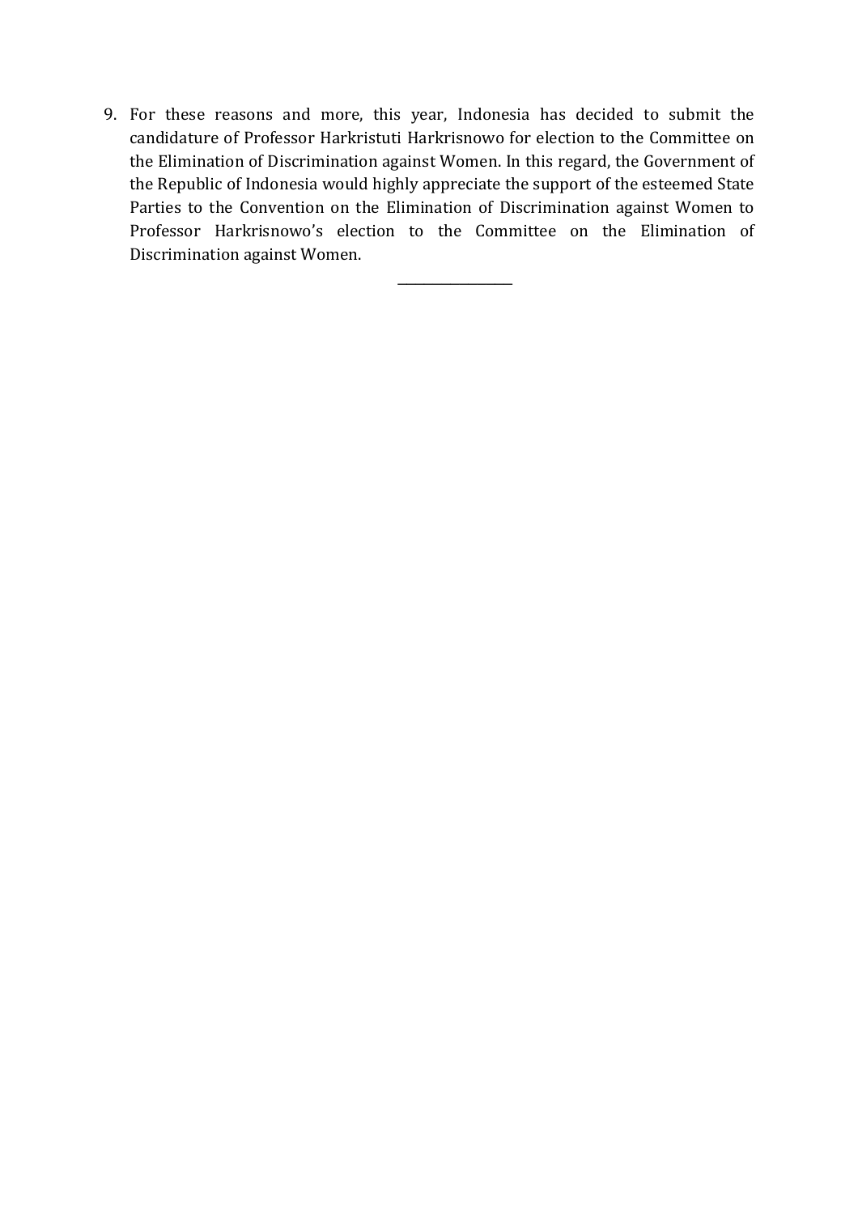9. For these reasons and more, this year, Indonesia has decided to submit the candidature of Professor Harkristuti Harkrisnowo for election to the Committee on the Elimination of Discrimination against Women. In this regard, the Government of the Republic of Indonesia would highly appreciate the support of the esteemed State Parties to the Convention on the Elimination of Discrimination against Women to Professor Harkrisnowo's election to the Committee on the Elimination of Discrimination against Women.

---